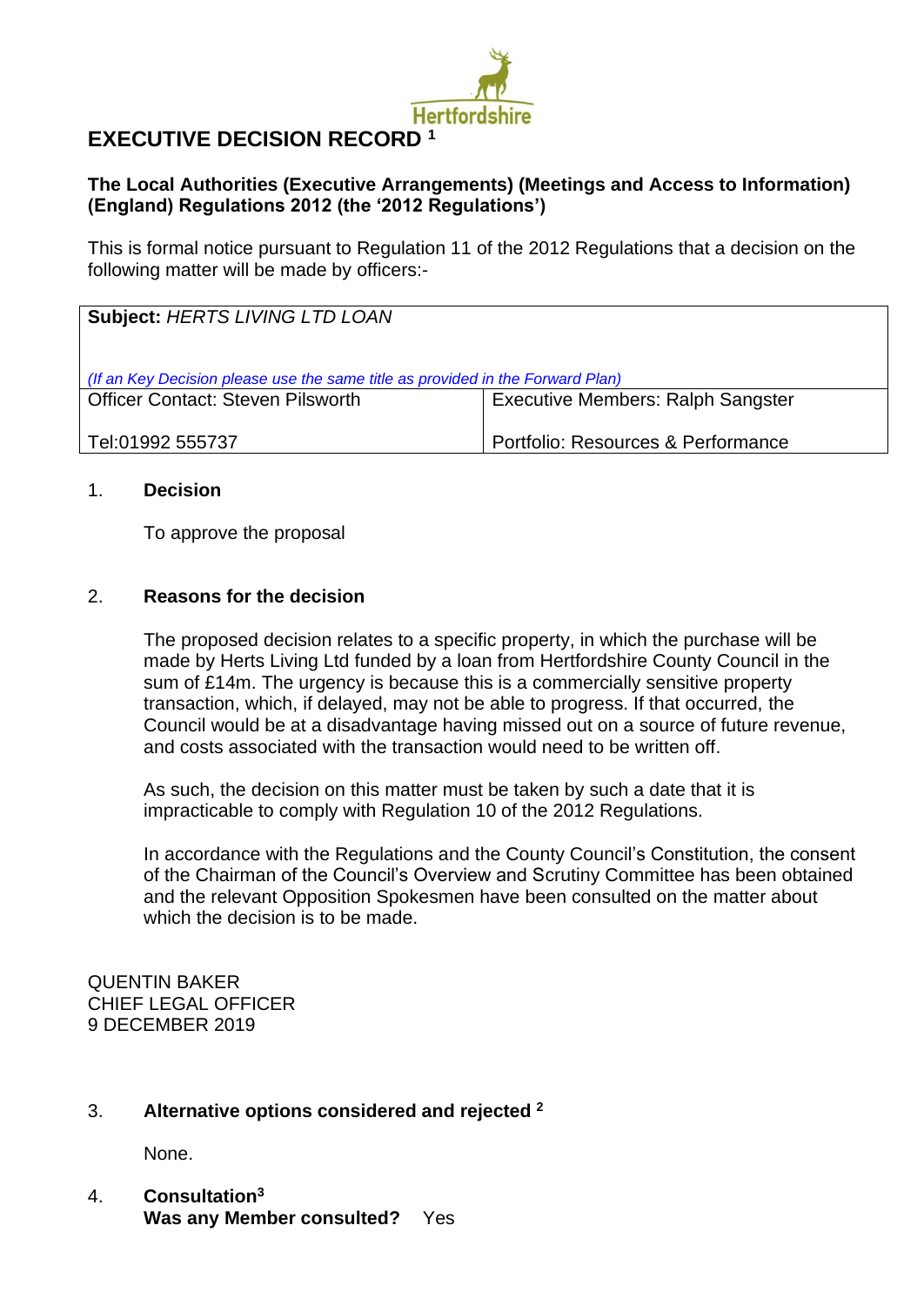Hertfordshire

# EXECUTIVE DECISION RECORD [1]

**The Local Authorities (Executive Arrangements) (Meetings and Access to Information) (England) Regulations 2012 (the '2012 Regulations')**

This is formal notice pursuant to Regulation 11 of the 2012 Regulations that a decision on the following matter will be made by officers:-

| **Subject:** *HERTS LIVING LTD LOAN*<br><br>*(If an Key Decision please use the same title as provided in the Forward Plan)* | |
|---|---|
| Officer Contact: Steven Pilsworth<br><br>Tel:01992 555737 | Executive Members: Ralph Sangster<br><br>Portfolio: Resources & Performance |

1. **Decision**

   To approve the proposal

2. **Reasons for the decision**

   The proposed decision relates to a specific property, in which the purchase will be made by Herts Living Ltd funded by a loan from Hertfordshire County Council in the sum of £14m. The urgency is because this is a commercially sensitive property transaction, which, if delayed, may not be able to progress. If that occurred, the Council would be at a disadvantage having missed out on a source of future revenue, and costs associated with the transaction would need to be written off.

   As such, the decision on this matter must be taken by such a date that it is impracticable to comply with Regulation 10 of the 2012 Regulations.

   In accordance with the Regulations and the County Council's Constitution, the consent of the Chairman of the Council's Overview and Scrutiny Committee has been obtained and the relevant Opposition Spokesmen have been consulted on the matter about which the decision is to be made.

QUENTIN BAKER
CHIEF LEGAL OFFICER
9 DECEMBER 2019

3. **Alternative options considered and rejected** [2]

   None.

4. **Consultation**[3]
   **Was any Member consulted?** Yes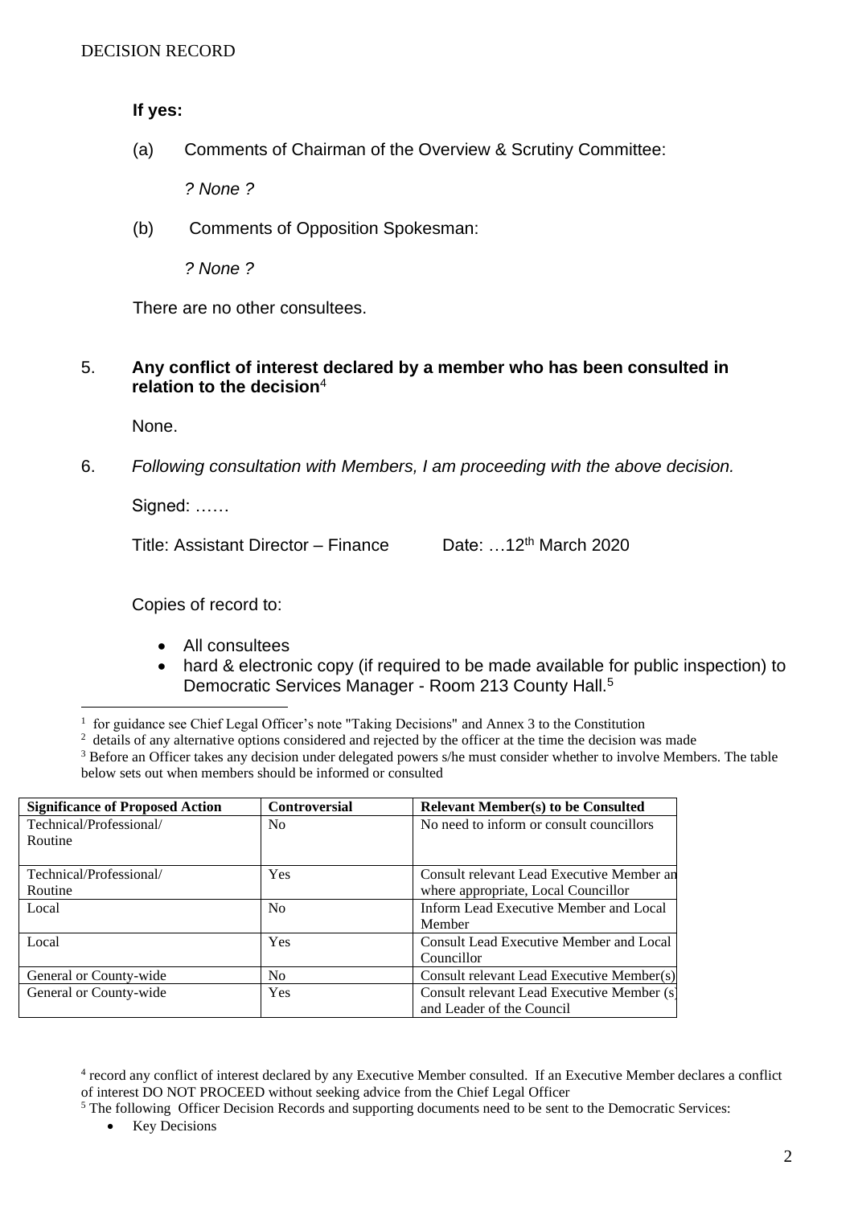DECISION RECORD

**If yes:**

(a) Comments of Chairman of the Overview & Scrutiny Committee:

*? None ?*

(b) Comments of Opposition Spokesman:

*? None ?*

There are no other consultees.

5. **Any conflict of interest declared by a member who has been consulted in relation to the decision**[4]

None.

6. *Following consultation with Members, I am proceeding with the above decision.*

Signed: ……

Title: Assistant Director – Finance    Date: …12th March 2020

Copies of record to:

- All consultees
- hard & electronic copy (if required to be made available for public inspection) to Democratic Services Manager - Room 213 County Hall.[5]

---

[1] for guidance see Chief Legal Officer's note "Taking Decisions" and Annex 3 to the Constitution

[2] details of any alternative options considered and rejected by the officer at the time the decision was made

[3] Before an Officer takes any decision under delegated powers s/he must consider whether to involve Members. The table below sets out when members should be informed or consulted

| Significance of Proposed Action | Controversial | Relevant Member(s) to be Consulted |
|---|---|---|
| Technical/Professional/ Routine | No | No need to inform or consult councillors |
| Technical/Professional/ Routine | Yes | Consult relevant Lead Executive Member an where appropriate, Local Councillor |
| Local | No | Inform Lead Executive Member and Local Member |
| Local | Yes | Consult Lead Executive Member and Local Councillor |
| General or County-wide | No | Consult relevant Lead Executive Member(s) |
| General or County-wide | Yes | Consult relevant Lead Executive Member (s) and Leader of the Council |

[4] record any conflict of interest declared by any Executive Member consulted. If an Executive Member declares a conflict of interest DO NOT PROCEED without seeking advice from the Chief Legal Officer

[5] The following Officer Decision Records and supporting documents need to be sent to the Democratic Services:

- Key Decisions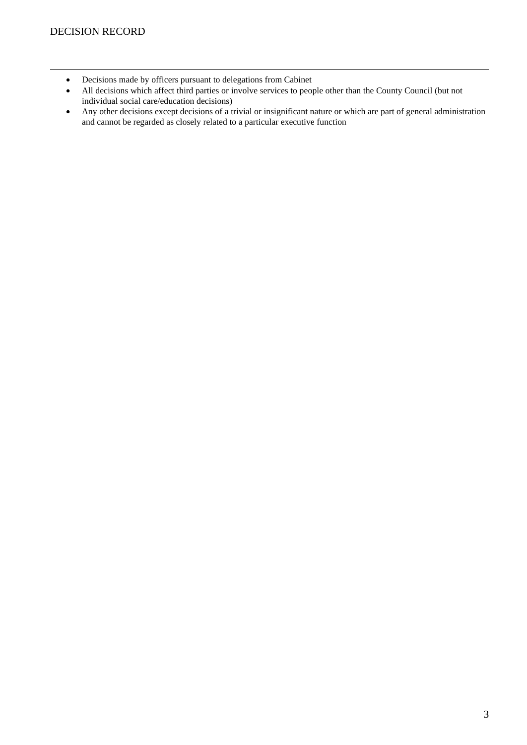- Decisions made by officers pursuant to delegations from Cabinet
- All decisions which affect third parties or involve services to people other than the County Council (but not individual social care/education decisions)
- Any other decisions except decisions of a trivial or insignificant nature or which are part of general administration and cannot be regarded as closely related to a particular executive function